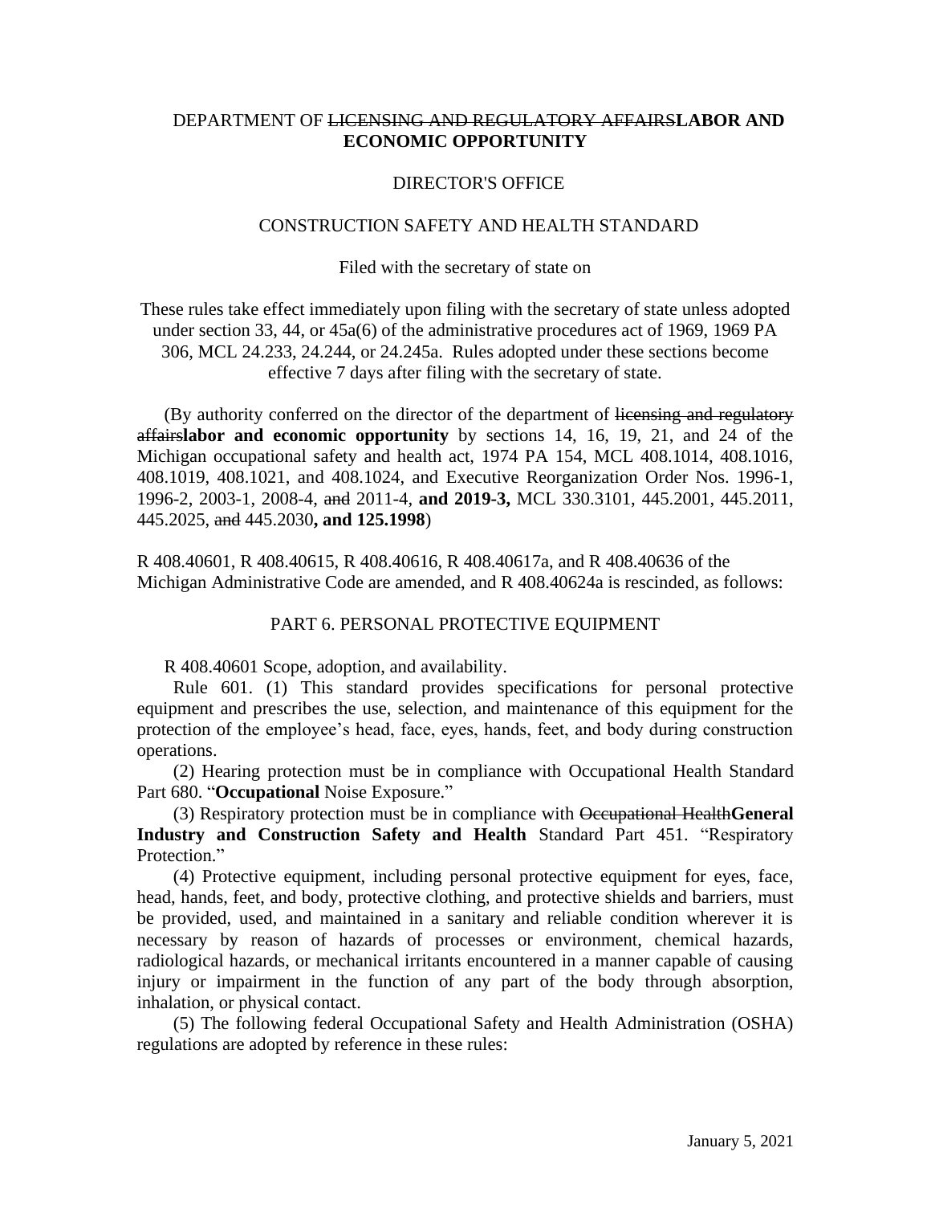DEPARTMENT OF ~~LICENSING AND REGULATORY AFFAIRS~~**LABOR AND ECONOMIC OPPORTUNITY**

DIRECTOR'S OFFICE

CONSTRUCTION SAFETY AND HEALTH STANDARD

Filed with the secretary of state on

These rules take effect immediately upon filing with the secretary of state unless adopted under section 33, 44, or 45a(6) of the administrative procedures act of 1969, 1969 PA 306, MCL 24.233, 24.244, or 24.245a. Rules adopted under these sections become effective 7 days after filing with the secretary of state.

(By authority conferred on the director of the department of ~~licensing and regulatory affairs~~**labor and economic opportunity** by sections 14, 16, 19, 21, and 24 of the Michigan occupational safety and health act, 1974 PA 154, MCL 408.1014, 408.1016, 408.1019, 408.1021, and 408.1024, and Executive Reorganization Order Nos. 1996-1, 1996-2, 2003-1, 2008-4, ~~and~~ 2011-4, **and 2019-3,** MCL 330.3101, 445.2001, 445.2011, 445.2025, ~~and~~ 445.2030**, and 125.1998**)

R 408.40601, R 408.40615, R 408.40616, R 408.40617a, and R 408.40636 of the Michigan Administrative Code are amended, and R 408.40624a is rescinded, as follows:

PART 6. PERSONAL PROTECTIVE EQUIPMENT

R 408.40601 Scope, adoption, and availability.

Rule 601. (1) This standard provides specifications for personal protective equipment and prescribes the use, selection, and maintenance of this equipment for the protection of the employee's head, face, eyes, hands, feet, and body during construction operations.

(2) Hearing protection must be in compliance with Occupational Health Standard Part 680. "**Occupational** Noise Exposure."

(3) Respiratory protection must be in compliance with ~~Occupational Health~~**General Industry and Construction Safety and Health** Standard Part 451. "Respiratory Protection."

(4) Protective equipment, including personal protective equipment for eyes, face, head, hands, feet, and body, protective clothing, and protective shields and barriers, must be provided, used, and maintained in a sanitary and reliable condition wherever it is necessary by reason of hazards of processes or environment, chemical hazards, radiological hazards, or mechanical irritants encountered in a manner capable of causing injury or impairment in the function of any part of the body through absorption, inhalation, or physical contact.

(5) The following federal Occupational Safety and Health Administration (OSHA) regulations are adopted by reference in these rules: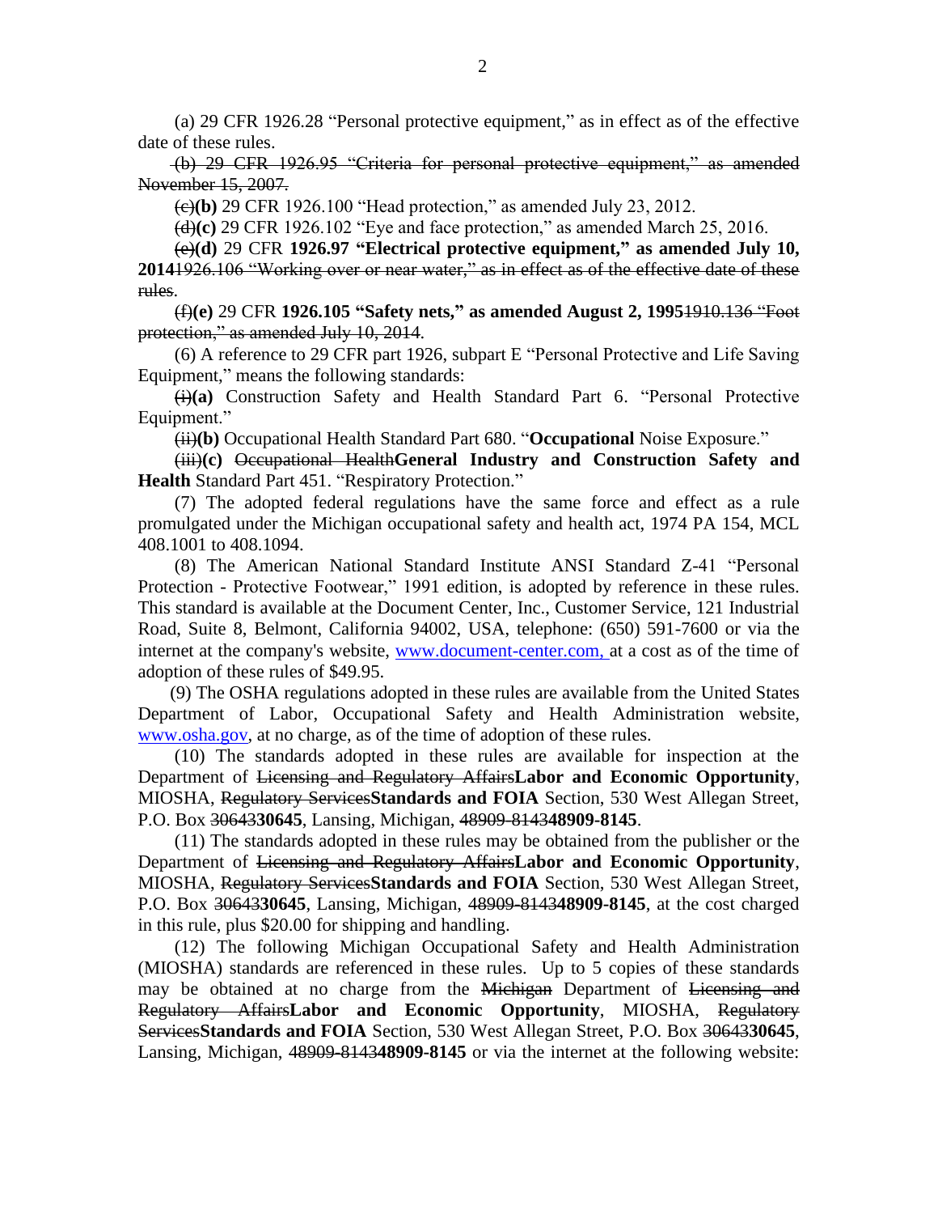(a) 29 CFR 1926.28 "Personal protective equipment," as in effect as of the effective date of these rules.

~~(b) 29 CFR 1926.95 "Criteria for personal protective equipment," as amended November 15, 2007.~~

~~(c)~~**(b)** 29 CFR 1926.100 "Head protection," as amended July 23, 2012.

~~(d)~~**(c)** 29 CFR 1926.102 "Eye and face protection," as amended March 25, 2016.

~~(e)~~**(d)** 29 CFR **1926.97 "Electrical protective equipment," as amended July 10, 2014**~~1926.106 "Working over or near water," as in effect as of the effective date of these rules~~.

~~(f)~~**(e)** 29 CFR **1926.105 "Safety nets," as amended August 2, 1995**~~1910.136 "Foot protection," as amended July 10, 2014~~.

(6) A reference to 29 CFR part 1926, subpart E "Personal Protective and Life Saving Equipment," means the following standards:

~~(i)~~**(a)** Construction Safety and Health Standard Part 6. "Personal Protective Equipment."

~~(ii)~~**(b)** Occupational Health Standard Part 680. "**Occupational** Noise Exposure."

~~(iii)~~**(c)** ~~Occupational Health~~**General Industry and Construction Safety and Health** Standard Part 451. "Respiratory Protection."

(7) The adopted federal regulations have the same force and effect as a rule promulgated under the Michigan occupational safety and health act, 1974 PA 154, MCL 408.1001 to 408.1094.

(8) The American National Standard Institute ANSI Standard Z-41 "Personal Protection - Protective Footwear," 1991 edition, is adopted by reference in these rules. This standard is available at the Document Center, Inc., Customer Service, 121 Industrial Road, Suite 8, Belmont, California 94002, USA, telephone: (650) 591-7600 or via the internet at the company's website, www.document-center.com, at a cost as of the time of adoption of these rules of $49.95.

(9) The OSHA regulations adopted in these rules are available from the United States Department of Labor, Occupational Safety and Health Administration website, www.osha.gov, at no charge, as of the time of adoption of these rules.

(10) The standards adopted in these rules are available for inspection at the Department of ~~Licensing and Regulatory Affairs~~**Labor and Economic Opportunity**, MIOSHA, ~~Regulatory Services~~**Standards and FOIA** Section, 530 West Allegan Street, P.O. Box ~~30643~~**30645**, Lansing, Michigan, ~~48909-8143~~**48909-8145**.

(11) The standards adopted in these rules may be obtained from the publisher or the Department of ~~Licensing and Regulatory Affairs~~**Labor and Economic Opportunity**, MIOSHA, ~~Regulatory Services~~**Standards and FOIA** Section, 530 West Allegan Street, P.O. Box ~~30643~~**30645**, Lansing, Michigan, ~~48909-8143~~**48909-8145**, at the cost charged in this rule, plus $20.00 for shipping and handling.

(12) The following Michigan Occupational Safety and Health Administration (MIOSHA) standards are referenced in these rules. Up to 5 copies of these standards may be obtained at no charge from the ~~Michigan~~ Department of ~~Licensing and Regulatory Affairs~~**Labor and Economic Opportunity**, MIOSHA, ~~Regulatory Services~~**Standards and FOIA** Section, 530 West Allegan Street, P.O. Box ~~30643~~**30645**, Lansing, Michigan, ~~48909-8143~~**48909-8145** or via the internet at the following website: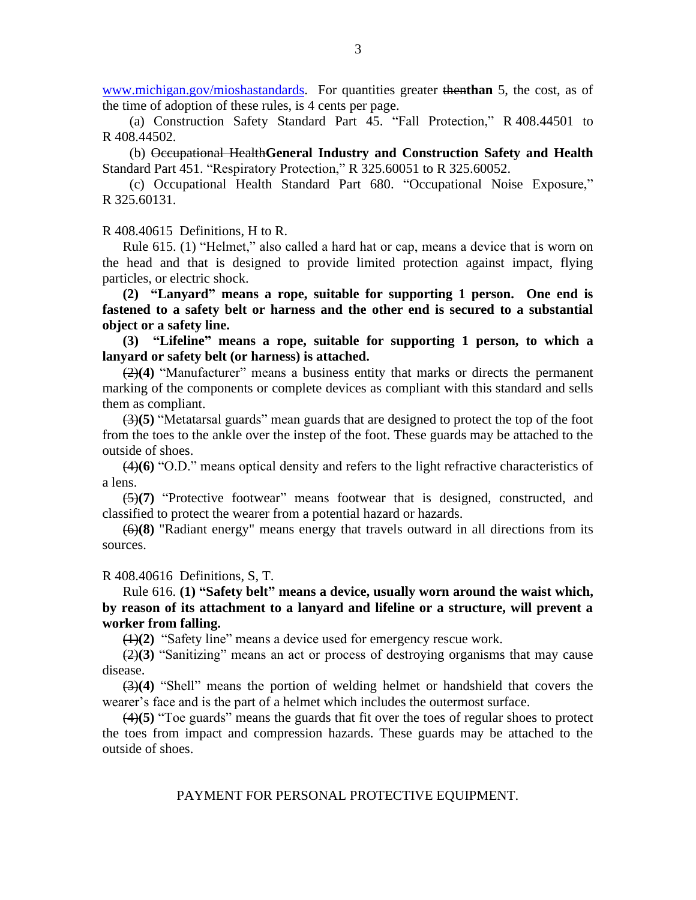www.michigan.gov/mioshastandards. For quantities greater ~~then~~**than** 5, the cost, as of the time of adoption of these rules, is 4 cents per page.

(a) Construction Safety Standard Part 45. "Fall Protection," R 408.44501 to R 408.44502.

(b) ~~Occupational Health~~**General Industry and Construction Safety and Health** Standard Part 451. "Respiratory Protection," R 325.60051 to R 325.60052.

(c) Occupational Health Standard Part 680. "Occupational Noise Exposure," R 325.60131.

R 408.40615 Definitions, H to R.

Rule 615. (1) "Helmet," also called a hard hat or cap, means a device that is worn on the head and that is designed to provide limited protection against impact, flying particles, or electric shock.

**(2) "Lanyard" means a rope, suitable for supporting 1 person. One end is fastened to a safety belt or harness and the other end is secured to a substantial object or a safety line.**

**(3) "Lifeline" means a rope, suitable for supporting 1 person, to which a lanyard or safety belt (or harness) is attached.**

~~(2)~~**(4)** "Manufacturer" means a business entity that marks or directs the permanent marking of the components or complete devices as compliant with this standard and sells them as compliant.

~~(3)~~**(5)** "Metatarsal guards" mean guards that are designed to protect the top of the foot from the toes to the ankle over the instep of the foot. These guards may be attached to the outside of shoes.

~~(4)~~**(6)** "O.D." means optical density and refers to the light refractive characteristics of a lens.

~~(5)~~**(7)** "Protective footwear" means footwear that is designed, constructed, and classified to protect the wearer from a potential hazard or hazards.

~~(6)~~**(8)** "Radiant energy" means energy that travels outward in all directions from its sources.

R 408.40616 Definitions, S, T.

Rule 616. **(1) "Safety belt" means a device, usually worn around the waist which, by reason of its attachment to a lanyard and lifeline or a structure, will prevent a worker from falling.**

~~(1)~~**(2)** "Safety line" means a device used for emergency rescue work.

~~(2)~~**(3)** "Sanitizing" means an act or process of destroying organisms that may cause disease.

~~(3)~~**(4)** "Shell" means the portion of welding helmet or handshield that covers the wearer's face and is the part of a helmet which includes the outermost surface.

~~(4)~~**(5)** "Toe guards" means the guards that fit over the toes of regular shoes to protect the toes from impact and compression hazards. These guards may be attached to the outside of shoes.

PAYMENT FOR PERSONAL PROTECTIVE EQUIPMENT.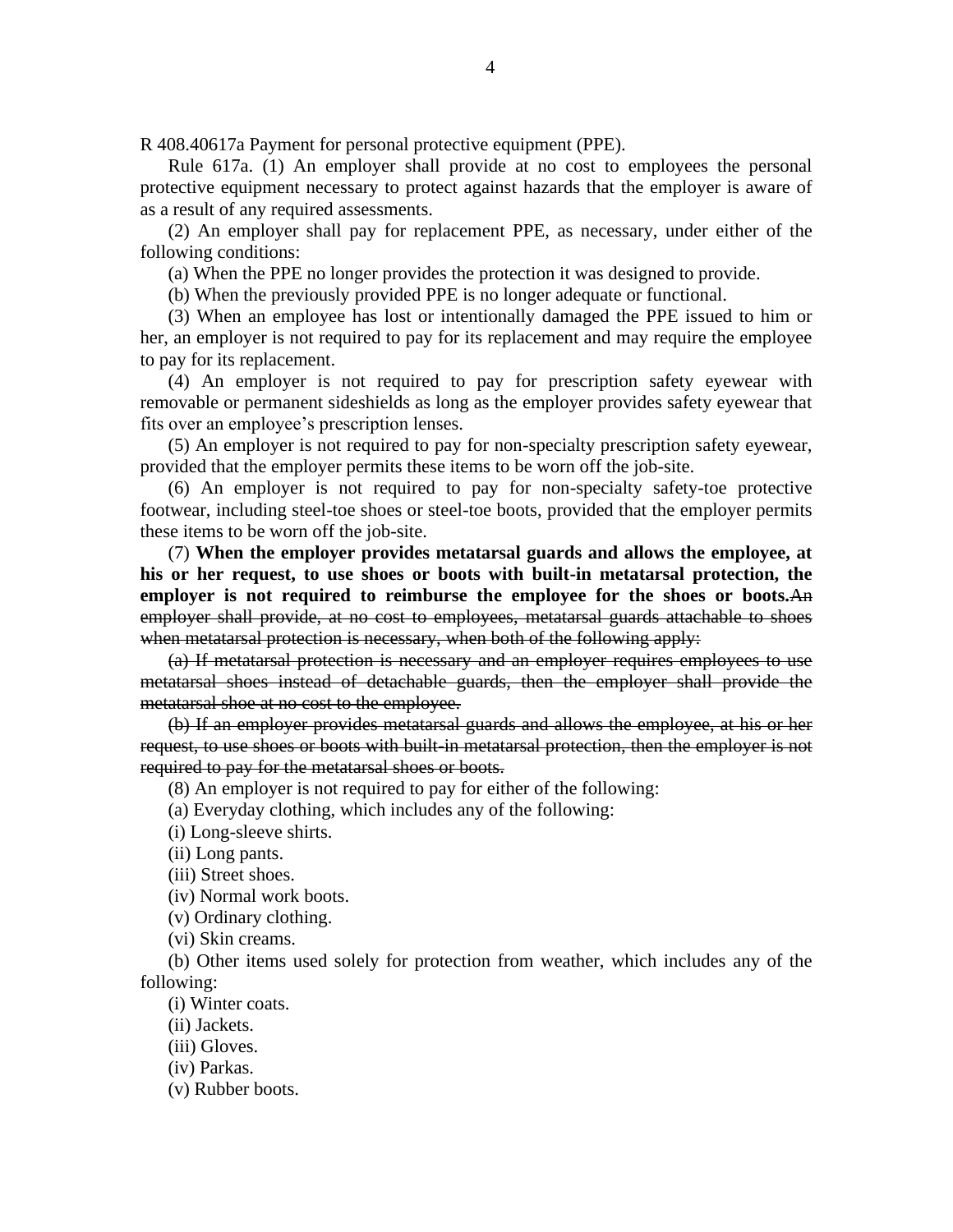R 408.40617a Payment for personal protective equipment (PPE).

Rule 617a. (1) An employer shall provide at no cost to employees the personal protective equipment necessary to protect against hazards that the employer is aware of as a result of any required assessments.

(2) An employer shall pay for replacement PPE, as necessary, under either of the following conditions:

(a) When the PPE no longer provides the protection it was designed to provide.

(b) When the previously provided PPE is no longer adequate or functional.

(3) When an employee has lost or intentionally damaged the PPE issued to him or her, an employer is not required to pay for its replacement and may require the employee to pay for its replacement.

(4) An employer is not required to pay for prescription safety eyewear with removable or permanent sideshields as long as the employer provides safety eyewear that fits over an employee's prescription lenses.

(5) An employer is not required to pay for non-specialty prescription safety eyewear, provided that the employer permits these items to be worn off the job-site.

(6) An employer is not required to pay for non-specialty safety-toe protective footwear, including steel-toe shoes or steel-toe boots, provided that the employer permits these items to be worn off the job-site.

(7) **When the employer provides metatarsal guards and allows the employee, at his or her request, to use shoes or boots with built-in metatarsal protection, the employer is not required to reimburse the employee for the shoes or boots.**~~An employer shall provide, at no cost to employees, metatarsal guards attachable to shoes when metatarsal protection is necessary, when both of the following apply:~~

~~(a) If metatarsal protection is necessary and an employer requires employees to use metatarsal shoes instead of detachable guards, then the employer shall provide the metatarsal shoe at no cost to the employee.~~

~~(b) If an employer provides metatarsal guards and allows the employee, at his or her request, to use shoes or boots with built-in metatarsal protection, then the employer is not required to pay for the metatarsal shoes or boots.~~

(8) An employer is not required to pay for either of the following:

(a) Everyday clothing, which includes any of the following:

(i) Long-sleeve shirts.

(ii) Long pants.

(iii) Street shoes.

(iv) Normal work boots.

(v) Ordinary clothing.

(vi) Skin creams.

(b) Other items used solely for protection from weather, which includes any of the following:

(i) Winter coats.

(ii) Jackets.

(iii) Gloves.

(iv) Parkas.

(v) Rubber boots.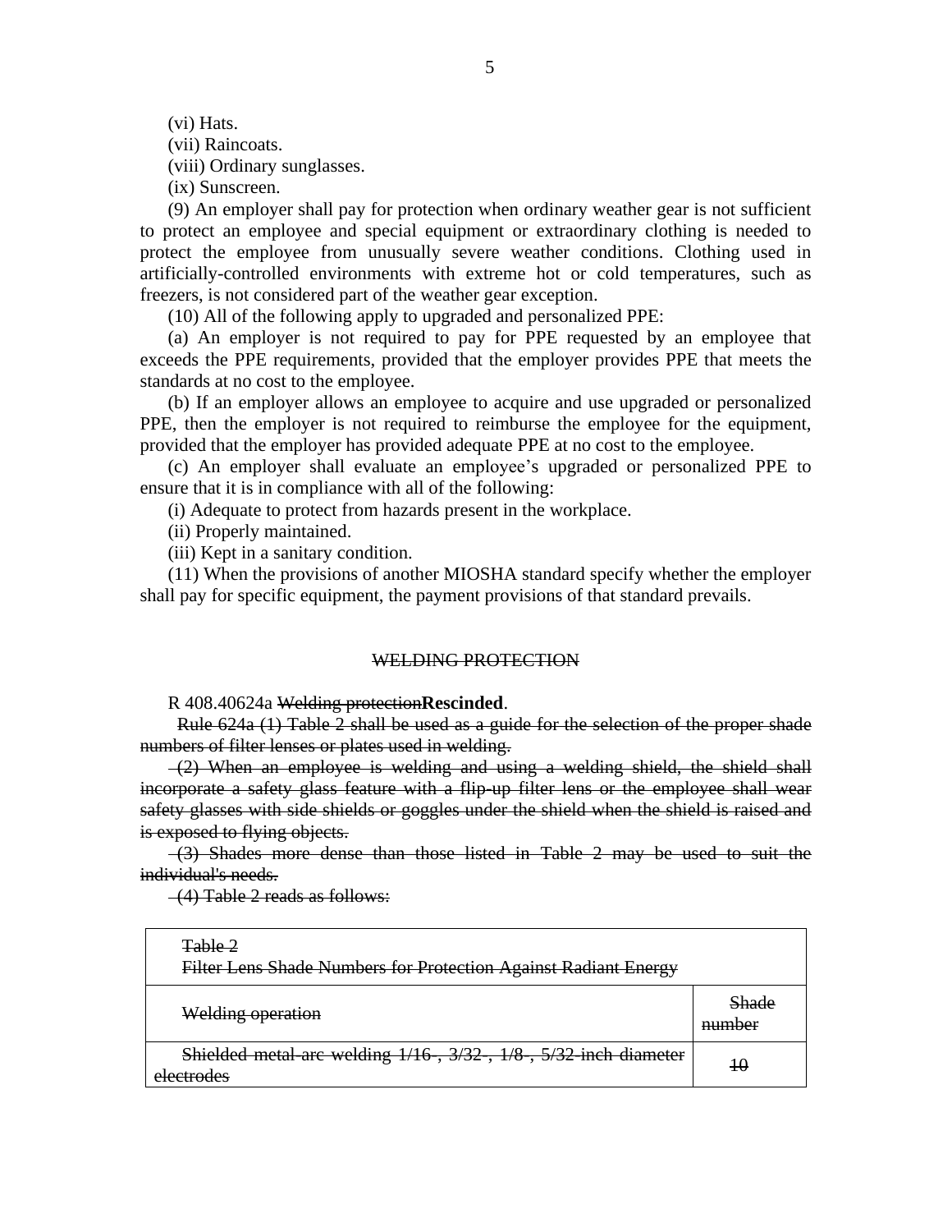(vi) Hats.

(vii) Raincoats.

(viii) Ordinary sunglasses.

(ix) Sunscreen.

(9) An employer shall pay for protection when ordinary weather gear is not sufficient to protect an employee and special equipment or extraordinary clothing is needed to protect the employee from unusually severe weather conditions. Clothing used in artificially-controlled environments with extreme hot or cold temperatures, such as freezers, is not considered part of the weather gear exception.

(10) All of the following apply to upgraded and personalized PPE:

(a) An employer is not required to pay for PPE requested by an employee that exceeds the PPE requirements, provided that the employer provides PPE that meets the standards at no cost to the employee.

(b) If an employer allows an employee to acquire and use upgraded or personalized PPE, then the employer is not required to reimburse the employee for the equipment, provided that the employer has provided adequate PPE at no cost to the employee.

(c) An employer shall evaluate an employee's upgraded or personalized PPE to ensure that it is in compliance with all of the following:

(i) Adequate to protect from hazards present in the workplace.

(ii) Properly maintained.

(iii) Kept in a sanitary condition.

(11) When the provisions of another MIOSHA standard specify whether the employer shall pay for specific equipment, the payment provisions of that standard prevails.

~~WELDING PROTECTION~~

R 408.40624a ~~Welding protection~~**Rescinded**.

~~Rule 624a (1) Table 2 shall be used as a guide for the selection of the proper shade numbers of filter lenses or plates used in welding.~~

~~(2) When an employee is welding and using a welding shield, the shield shall incorporate a safety glass feature with a flip-up filter lens or the employee shall wear safety glasses with side shields or goggles under the shield when the shield is raised and is exposed to flying objects.~~

~~(3) Shades more dense than those listed in Table 2 may be used to suit the individual's needs.~~

~~(4) Table 2 reads as follows:~~

| ~~Table 2~~ ~~Filter Lens Shade Numbers for Protection Against Radiant Energy~~ | |
|---|---|
| ~~Welding operation~~ | ~~Shade number~~ |
| ~~Shielded metal-arc welding 1/16-, 3/32-, 1/8-, 5/32-inch diameter electrodes~~ | ~~10~~ |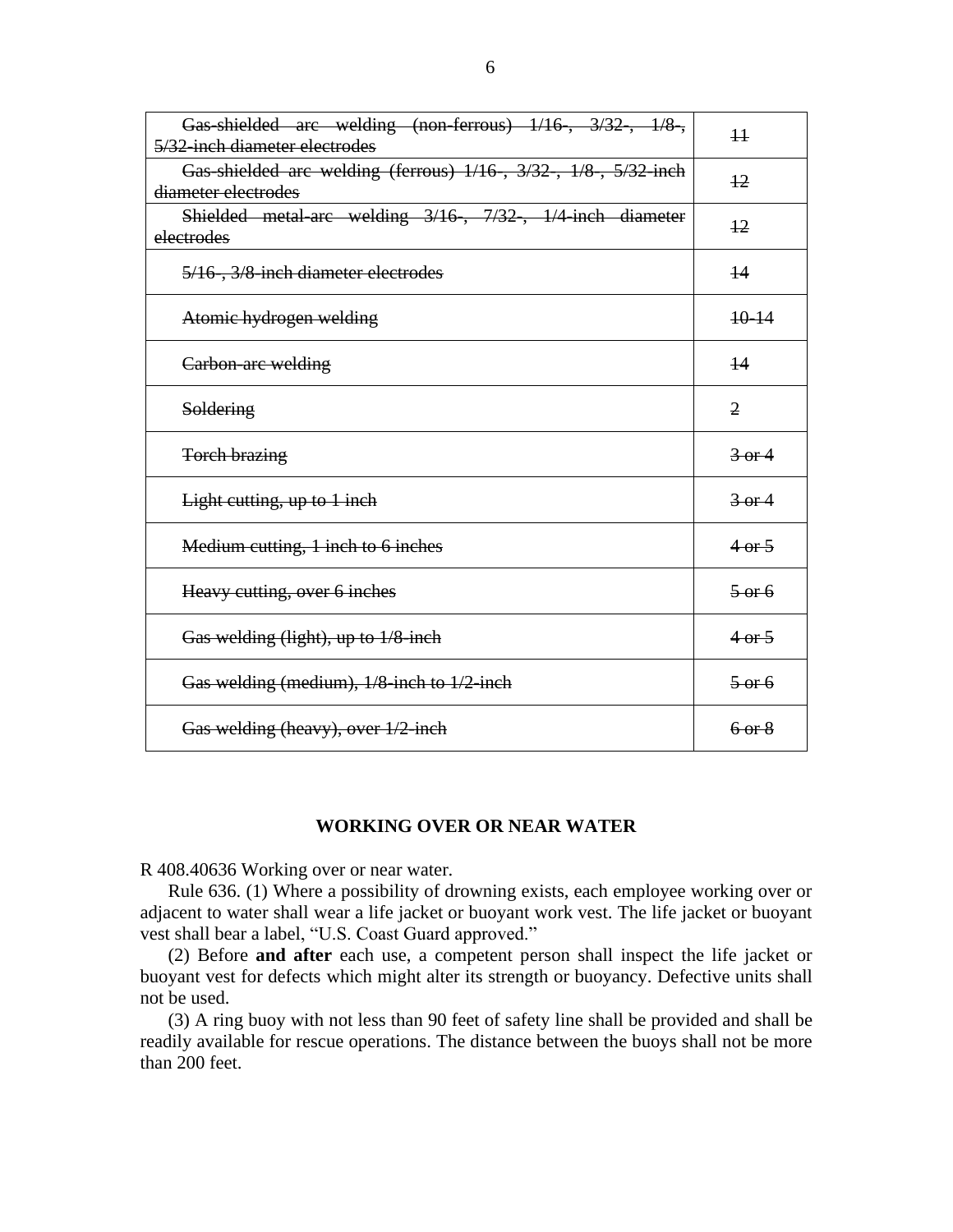| ~~Gas-shielded arc welding (non-ferrous) 1/16-, 3/32-, 1/8-, 5/32-inch diameter electrodes~~ | ~~11~~ |
|---|---|
| ~~Gas-shielded arc welding (ferrous) 1/16-, 3/32-, 1/8-, 5/32-inch diameter electrodes~~ | ~~12~~ |
| ~~Shielded metal-arc welding 3/16-, 7/32-, 1/4-inch diameter electrodes~~ | ~~12~~ |
| ~~5/16-, 3/8-inch diameter electrodes~~ | ~~14~~ |
| ~~Atomic hydrogen welding~~ | ~~10-14~~ |
| ~~Carbon-arc welding~~ | ~~14~~ |
| ~~Soldering~~ | ~~2~~ |
| ~~Torch brazing~~ | ~~3 or 4~~ |
| ~~Light cutting, up to 1 inch~~ | ~~3 or 4~~ |
| ~~Medium cutting, 1 inch to 6 inches~~ | ~~4 or 5~~ |
| ~~Heavy cutting, over 6 inches~~ | ~~5 or 6~~ |
| ~~Gas welding (light), up to 1/8-inch~~ | ~~4 or 5~~ |
| ~~Gas welding (medium), 1/8-inch to 1/2-inch~~ | ~~5 or 6~~ |
| ~~Gas welding (heavy), over 1/2-inch~~ | ~~6 or 8~~ |

## WORKING OVER OR NEAR WATER

R 408.40636 Working over or near water.

Rule 636. (1) Where a possibility of drowning exists, each employee working over or adjacent to water shall wear a life jacket or buoyant work vest. The life jacket or buoyant vest shall bear a label, "U.S. Coast Guard approved."

(2) Before **and after** each use, a competent person shall inspect the life jacket or buoyant vest for defects which might alter its strength or buoyancy. Defective units shall not be used.

(3) A ring buoy with not less than 90 feet of safety line shall be provided and shall be readily available for rescue operations. The distance between the buoys shall not be more than 200 feet.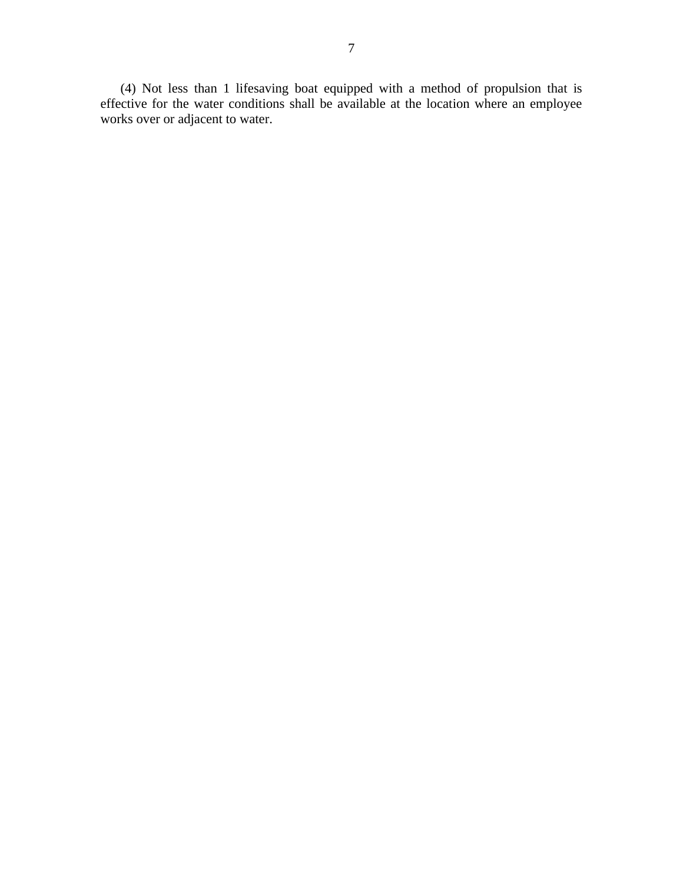(4) Not less than 1 lifesaving boat equipped with a method of propulsion that is effective for the water conditions shall be available at the location where an employee works over or adjacent to water.